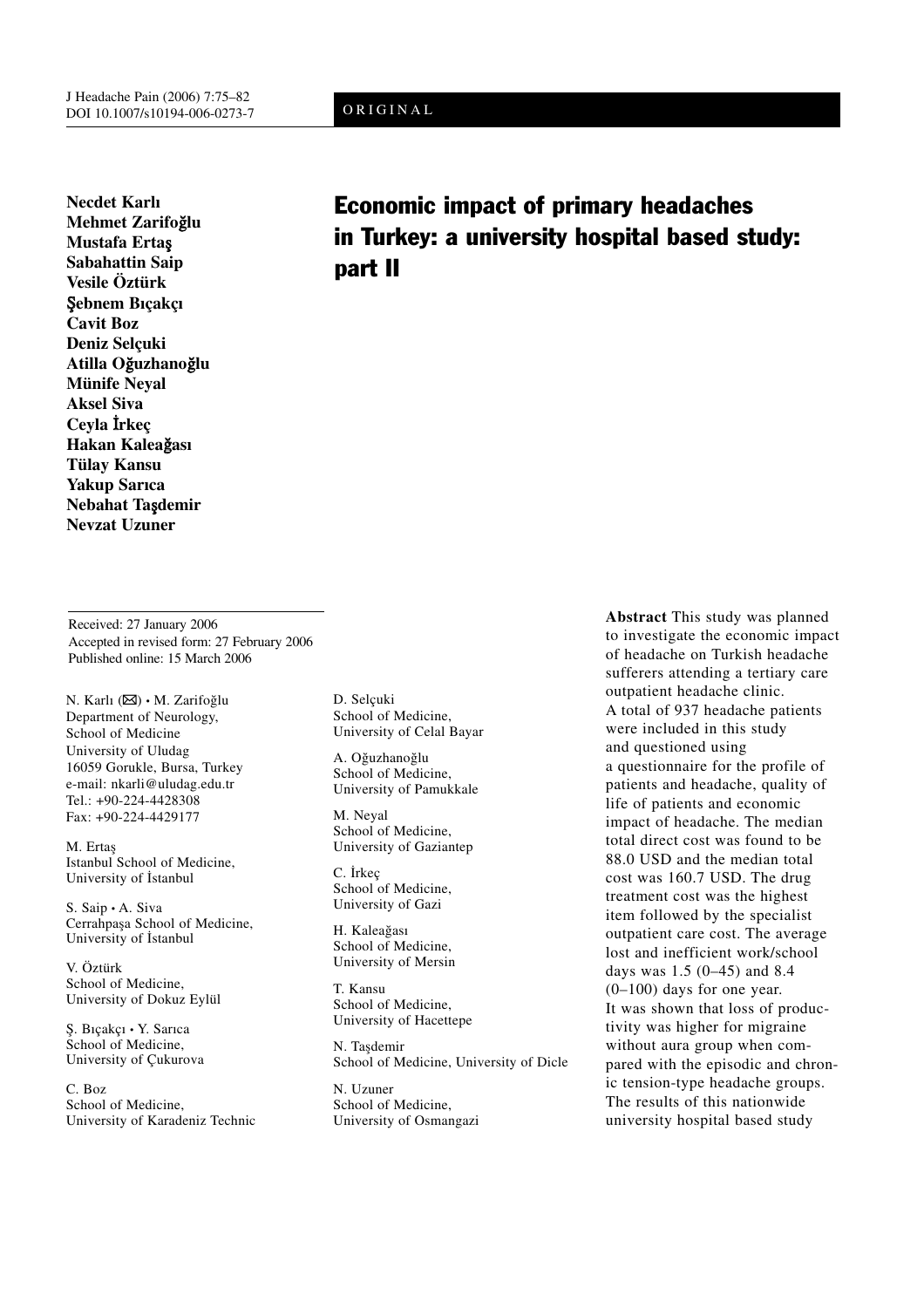ORIGINAL

# Economic impact of primary headaches in Turkey: a university hospital based study: part II

**Necdet Karlı**
**Mehmet Zarifoğlu**
**Mustafa Ertaş**
**Sabahattin Saip**
**Vesile Öztürk**
**Şebnem Bıçakçı**
**Cavit Boz**
**Deniz Selçuki**
**Atilla Oğuzhanoğlu**
**Münife Neyal**
**Aksel Siva**
**Ceyla İrkeç**
**Hakan Kaleağası**
**Tülay Kansu**
**Yakup Sarıca**
**Nebahat Taşdemir**
**Nevzat Uzuner**

Received: 27 January 2006
Accepted in revised form: 27 February 2006
Published online: 15 March 2006

N. Karlı (✉) • M. Zarifoğlu
Department of Neurology,
School of Medicine
University of Uludag
16059 Gorukle, Bursa, Turkey
e-mail: nkarli@uludag.edu.tr
Tel.: +90-224-4428308
Fax: +90-224-4429177

M. Ertaş
Istanbul School of Medicine,
University of İstanbul

S. Saip • A. Siva
Cerrahpaşa School of Medicine,
University of İstanbul

V. Öztürk
School of Medicine,
University of Dokuz Eylül

Ş. Bıçakçı • Y. Sarıca
School of Medicine,
University of Çukurova

C. Boz
School of Medicine,
University of Karadeniz Technic

D. Selçuki
School of Medicine,
University of Celal Bayar

A. Oğuzhanoğlu
School of Medicine,
University of Pamukkale

M. Neyal
School of Medicine,
University of Gaziantep

C. İrkeç
School of Medicine,
University of Gazi

H. Kaleağası
School of Medicine,
University of Mersin

T. Kansu
School of Medicine,
University of Hacettepe

N. Taşdemir
School of Medicine, University of Dicle

N. Uzuner
School of Medicine,
University of Osmangazi

**Abstract** This study was planned to investigate the economic impact of headache on Turkish headache sufferers attending a tertiary care outpatient headache clinic. A total of 937 headache patients were included in this study and questioned using a questionnaire for the profile of patients and headache, quality of life of patients and economic impact of headache. The median total direct cost was found to be 88.0 USD and the median total cost was 160.7 USD. The drug treatment cost was the highest item followed by the specialist outpatient care cost. The average lost and inefficient work/school days was 1.5 (0–45) and 8.4 (0–100) days for one year. It was shown that loss of productivity was higher for migraine without aura group when compared with the episodic and chronic tension-type headache groups. The results of this nationwide university hospital based study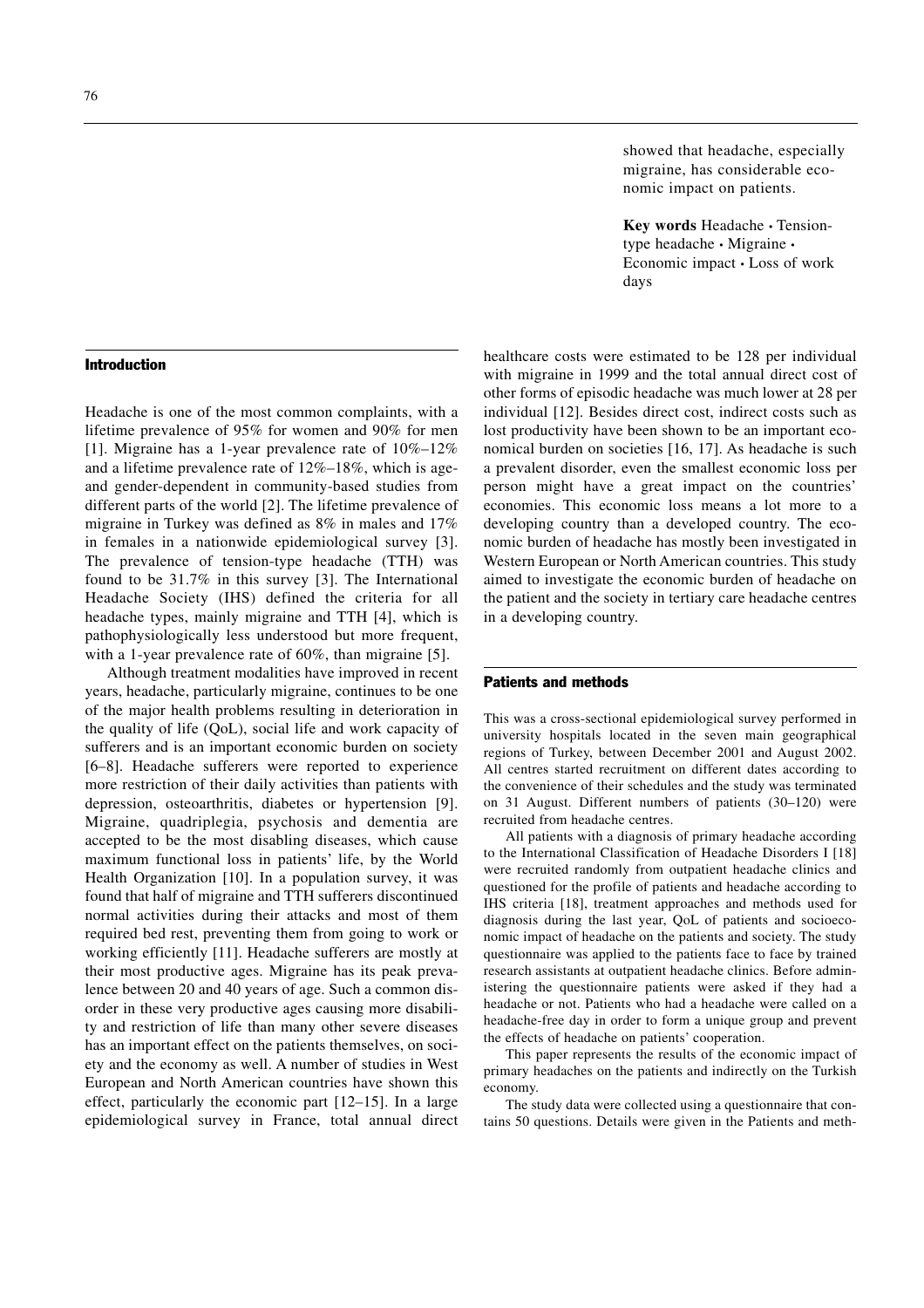showed that headache, especially migraine, has considerable economic impact on patients.

**Key words** Headache • Tension-type headache • Migraine • Economic impact • Loss of work days

## Introduction

Headache is one of the most common complaints, with a lifetime prevalence of 95% for women and 90% for men [1]. Migraine has a 1-year prevalence rate of 10%–12% and a lifetime prevalence rate of 12%–18%, which is age- and gender-dependent in community-based studies from different parts of the world [2]. The lifetime prevalence of migraine in Turkey was defined as 8% in males and 17% in females in a nationwide epidemiological survey [3]. The prevalence of tension-type headache (TTH) was found to be 31.7% in this survey [3]. The International Headache Society (IHS) defined the criteria for all headache types, mainly migraine and TTH [4], which is pathophysiologically less understood but more frequent, with a 1-year prevalence rate of 60%, than migraine [5].

Although treatment modalities have improved in recent years, headache, particularly migraine, continues to be one of the major health problems resulting in deterioration in the quality of life (QoL), social life and work capacity of sufferers and is an important economic burden on society [6–8]. Headache sufferers were reported to experience more restriction of their daily activities than patients with depression, osteoarthritis, diabetes or hypertension [9]. Migraine, quadriplegia, psychosis and dementia are accepted to be the most disabling diseases, which cause maximum functional loss in patients' life, by the World Health Organization [10]. In a population survey, it was found that half of migraine and TTH sufferers discontinued normal activities during their attacks and most of them required bed rest, preventing them from going to work or working efficiently [11]. Headache sufferers are mostly at their most productive ages. Migraine has its peak prevalence between 20 and 40 years of age. Such a common disorder in these very productive ages causing more disability and restriction of life than many other severe diseases has an important effect on the patients themselves, on society and the economy as well. A number of studies in West European and North American countries have shown this effect, particularly the economic part [12–15]. In a large epidemiological survey in France, total annual direct healthcare costs were estimated to be 128 per individual with migraine in 1999 and the total annual direct cost of other forms of episodic headache was much lower at 28 per individual [12]. Besides direct cost, indirect costs such as lost productivity have been shown to be an important economical burden on societies [16, 17]. As headache is such a prevalent disorder, even the smallest economic loss per person might have a great impact on the countries' economies. This economic loss means a lot more to a developing country than a developed country. The economic burden of headache has mostly been investigated in Western European or North American countries. This study aimed to investigate the economic burden of headache on the patient and the society in tertiary care headache centres in a developing country.

## Patients and methods

This was a cross-sectional epidemiological survey performed in university hospitals located in the seven main geographical regions of Turkey, between December 2001 and August 2002. All centres started recruitment on different dates according to the convenience of their schedules and the study was terminated on 31 August. Different numbers of patients (30–120) were recruited from headache centres.

All patients with a diagnosis of primary headache according to the International Classification of Headache Disorders I [18] were recruited randomly from outpatient headache clinics and questioned for the profile of patients and headache according to IHS criteria [18], treatment approaches and methods used for diagnosis during the last year, QoL of patients and socioeconomic impact of headache on the patients and society. The study questionnaire was applied to the patients face to face by trained research assistants at outpatient headache clinics. Before administering the questionnaire patients were asked if they had a headache or not. Patients who had a headache were called on a headache-free day in order to form a unique group and prevent the effects of headache on patients' cooperation.

This paper represents the results of the economic impact of primary headaches on the patients and indirectly on the Turkish economy.

The study data were collected using a questionnaire that contains 50 questions. Details were given in the Patients and meth-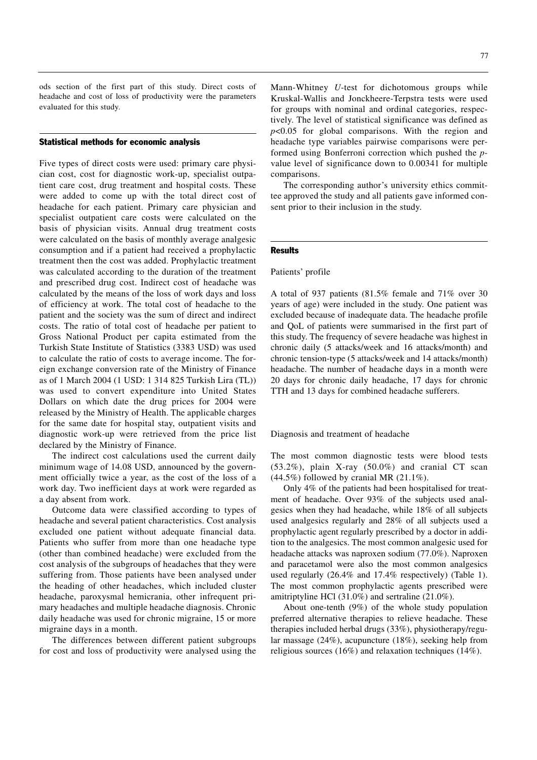ods section of the first part of this study. Direct costs of headache and cost of loss of productivity were the parameters evaluated for this study.

## Statistical methods for economic analysis

Five types of direct costs were used: primary care physician cost, cost for diagnostic work-up, specialist outpatient care cost, drug treatment and hospital costs. These were added to come up with the total direct cost of headache for each patient. Primary care physician and specialist outpatient care costs were calculated on the basis of physician visits. Annual drug treatment costs were calculated on the basis of monthly average analgesic consumption and if a patient had received a prophylactic treatment then the cost was added. Prophylactic treatment was calculated according to the duration of the treatment and prescribed drug cost. Indirect cost of headache was calculated by the means of the loss of work days and loss of efficiency at work. The total cost of headache to the patient and the society was the sum of direct and indirect costs. The ratio of total cost of headache per patient to Gross National Product per capita estimated from the Turkish State Institute of Statistics (3383 USD) was used to calculate the ratio of costs to average income. The foreign exchange conversion rate of the Ministry of Finance as of 1 March 2004 (1 USD: 1 314 825 Turkish Lira (TL)) was used to convert expenditure into United States Dollars on which date the drug prices for 2004 were released by the Ministry of Health. The applicable charges for the same date for hospital stay, outpatient visits and diagnostic work-up were retrieved from the price list declared by the Ministry of Finance.

The indirect cost calculations used the current daily minimum wage of 14.08 USD, announced by the government officially twice a year, as the cost of the loss of a work day. Two inefficient days at work were regarded as a day absent from work.

Outcome data were classified according to types of headache and several patient characteristics. Cost analysis excluded one patient without adequate financial data. Patients who suffer from more than one headache type (other than combined headache) were excluded from the cost analysis of the subgroups of headaches that they were suffering from. Those patients have been analysed under the heading of other headaches, which included cluster headache, paroxysmal hemicrania, other infrequent primary headaches and multiple headache diagnosis. Chronic daily headache was used for chronic migraine, 15 or more migraine days in a month.

The differences between different patient subgroups for cost and loss of productivity were analysed using the Mann-Whitney *U*-test for dichotomous groups while Kruskal-Wallis and Jonckheere-Terpstra tests were used for groups with nominal and ordinal categories, respectively. The level of statistical significance was defined as $p<0.05$ for global comparisons. With the region and headache type variables pairwise comparisons were performed using Bonferroni correction which pushed the *p*-value level of significance down to 0.00341 for multiple comparisons.

The corresponding author's university ethics committee approved the study and all patients gave informed consent prior to their inclusion in the study.

## Results

### Patients' profile

A total of 937 patients (81.5% female and 71% over 30 years of age) were included in the study. One patient was excluded because of inadequate data. The headache profile and QoL of patients were summarised in the first part of this study. The frequency of severe headache was highest in chronic daily (5 attacks/week and 16 attacks/month) and chronic tension-type (5 attacks/week and 14 attacks/month) headache. The number of headache days in a month were 20 days for chronic daily headache, 17 days for chronic TTH and 13 days for combined headache sufferers.

### Diagnosis and treatment of headache

The most common diagnostic tests were blood tests (53.2%), plain X-ray (50.0%) and cranial CT scan (44.5%) followed by cranial MR (21.1%).

Only 4% of the patients had been hospitalised for treatment of headache. Over 93% of the subjects used analgesics when they had headache, while 18% of all subjects used analgesics regularly and 28% of all subjects used a prophylactic agent regularly prescribed by a doctor in addition to the analgesics. The most common analgesic used for headache attacks was naproxen sodium (77.0%). Naproxen and paracetamol were also the most common analgesics used regularly (26.4% and 17.4% respectively) (Table 1). The most common prophylactic agents prescribed were amitriptyline HCl (31.0%) and sertraline (21.0%).

About one-tenth (9%) of the whole study population preferred alternative therapies to relieve headache. These therapies included herbal drugs (33%), physiotherapy/regular massage (24%), acupuncture (18%), seeking help from religious sources (16%) and relaxation techniques (14%).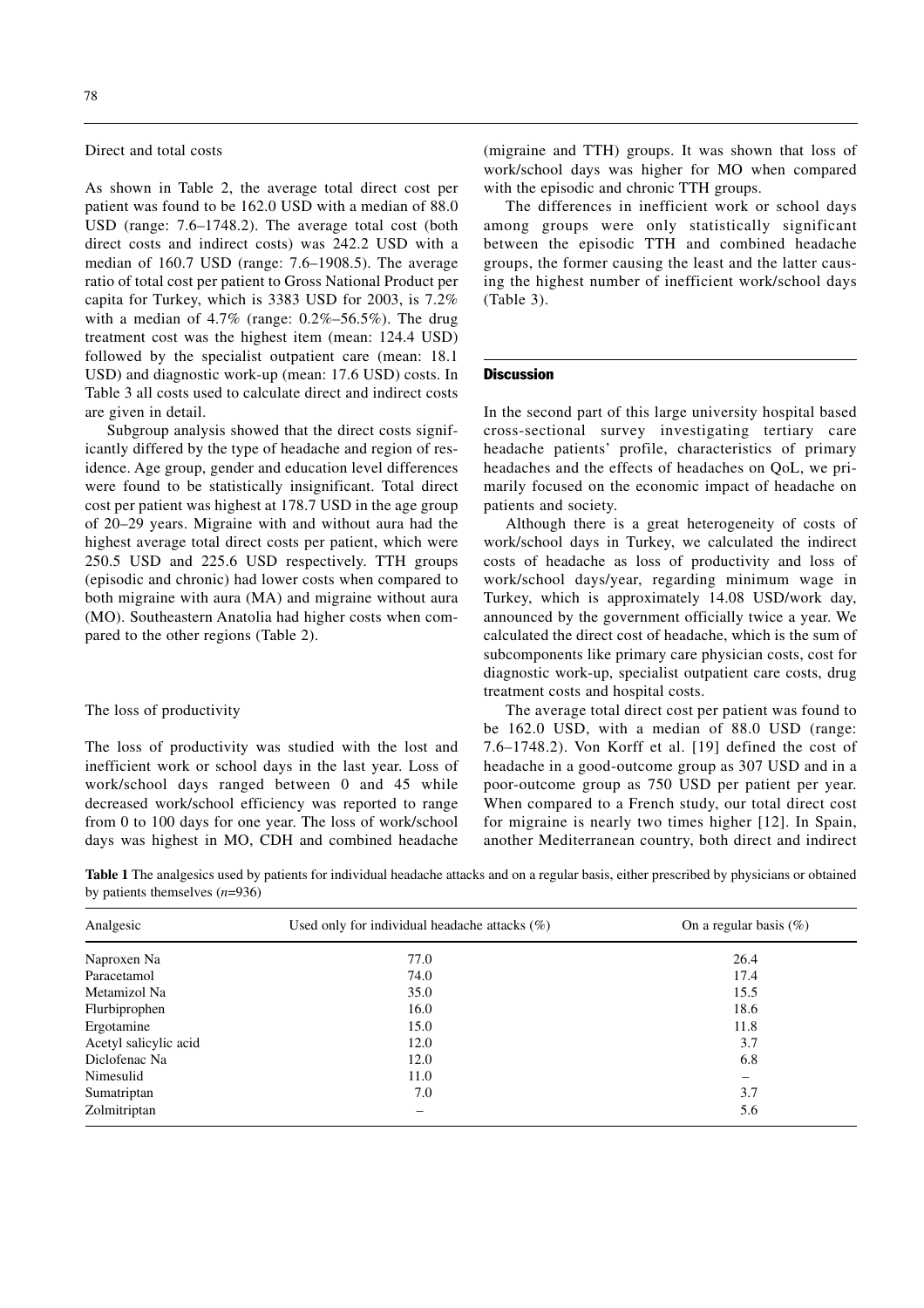### Direct and total costs

As shown in Table 2, the average total direct cost per patient was found to be 162.0 USD with a median of 88.0 USD (range: 7.6–1748.2). The average total cost (both direct costs and indirect costs) was 242.2 USD with a median of 160.7 USD (range: 7.6–1908.5). The average ratio of total cost per patient to Gross National Product per capita for Turkey, which is 3383 USD for 2003, is 7.2% with a median of 4.7% (range: 0.2%–56.5%). The drug treatment cost was the highest item (mean: 124.4 USD) followed by the specialist outpatient care (mean: 18.1 USD) and diagnostic work-up (mean: 17.6 USD) costs. In Table 3 all costs used to calculate direct and indirect costs are given in detail.

Subgroup analysis showed that the direct costs significantly differed by the type of headache and region of residence. Age group, gender and education level differences were found to be statistically insignificant. Total direct cost per patient was highest at 178.7 USD in the age group of 20–29 years. Migraine with and without aura had the highest average total direct costs per patient, which were 250.5 USD and 225.6 USD respectively. TTH groups (episodic and chronic) had lower costs when compared to both migraine with aura (MA) and migraine without aura (MO). Southeastern Anatolia had higher costs when compared to the other regions (Table 2).

### The loss of productivity

The loss of productivity was studied with the lost and inefficient work or school days in the last year. Loss of work/school days ranged between 0 and 45 while decreased work/school efficiency was reported to range from 0 to 100 days for one year. The loss of work/school days was highest in MO, CDH and combined headache (migraine and TTH) groups. It was shown that loss of work/school days was higher for MO when compared with the episodic and chronic TTH groups.

The differences in inefficient work or school days among groups were only statistically significant between the episodic TTH and combined headache groups, the former causing the least and the latter causing the highest number of inefficient work/school days (Table 3).

## Discussion

In the second part of this large university hospital based cross-sectional survey investigating tertiary care headache patients' profile, characteristics of primary headaches and the effects of headaches on QoL, we primarily focused on the economic impact of headache on patients and society.

Although there is a great heterogeneity of costs of work/school days in Turkey, we calculated the indirect costs of headache as loss of productivity and loss of work/school days/year, regarding minimum wage in Turkey, which is approximately 14.08 USD/work day, announced by the government officially twice a year. We calculated the direct cost of headache, which is the sum of subcomponents like primary care physician costs, cost for diagnostic work-up, specialist outpatient care costs, drug treatment costs and hospital costs.

The average total direct cost per patient was found to be 162.0 USD, with a median of 88.0 USD (range: 7.6–1748.2). Von Korff et al. [19] defined the cost of headache in a good-outcome group as 307 USD and in a poor-outcome group as 750 USD per patient per year. When compared to a French study, our total direct cost for migraine is nearly two times higher [12]. In Spain, another Mediterranean country, both direct and indirect

**Table 1** The analgesics used by patients for individual headache attacks and on a regular basis, either prescribed by physicians or obtained by patients themselves ($n$=936)

| Analgesic | Used only for individual headache attacks (%) | On a regular basis (%) |
|---|---|---|
| Naproxen Na | 77.0 | 26.4 |
| Paracetamol | 74.0 | 17.4 |
| Metamizol Na | 35.0 | 15.5 |
| Flurbiprophen | 16.0 | 18.6 |
| Ergotamine | 15.0 | 11.8 |
| Acetyl salicylic acid | 12.0 | 3.7 |
| Diclofenac Na | 12.0 | 6.8 |
| Nimesulid | 11.0 | – |
| Sumatriptan | 7.0 | 3.7 |
| Zolmitriptan | – | 5.6 |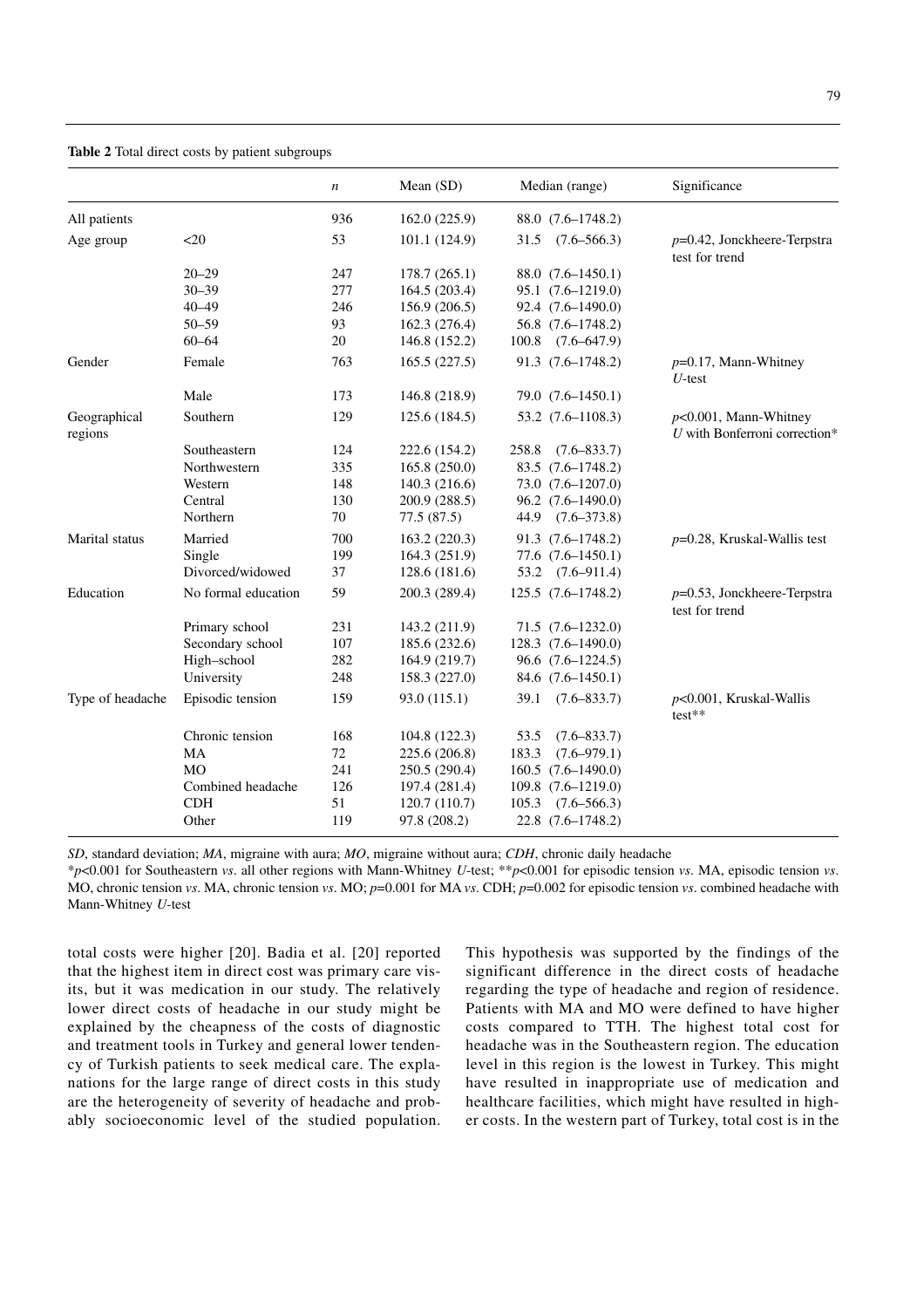**Table 2** Total direct costs by patient subgroups

| | | *n* | Mean (SD) | Median (range) | Significance |
|---|---|---|---|---|---|
| All patients | | 936 | 162.0 (225.9) | 88.0 (7.6–1748.2) | |
| Age group | <20 | 53 | 101.1 (124.9) | 31.5 (7.6–566.3) | *p*=0.42, Jonckheere-Terpstra test for trend |
| | 20–29 | 247 | 178.7 (265.1) | 88.0 (7.6–1450.1) | |
| | 30–39 | 277 | 164.5 (203.4) | 95.1 (7.6–1219.0) | |
| | 40–49 | 246 | 156.9 (206.5) | 92.4 (7.6–1490.0) | |
| | 50–59 | 93 | 162.3 (276.4) | 56.8 (7.6–1748.2) | |
| | 60–64 | 20 | 146.8 (152.2) | 100.8 (7.6–647.9) | |
| Gender | Female | 763 | 165.5 (227.5) | 91.3 (7.6–1748.2) | *p*=0.17, Mann-Whitney *U*-test |
| | Male | 173 | 146.8 (218.9) | 79.0 (7.6–1450.1) | |
| Geographical regions | Southern | 129 | 125.6 (184.5) | 53.2 (7.6–1108.3) | *p*<0.001, Mann-Whitney *U* with Bonferroni correction* |
| | Southeastern | 124 | 222.6 (154.2) | 258.8 (7.6–833.7) | |
| | Northwestern | 335 | 165.8 (250.0) | 83.5 (7.6–1748.2) | |
| | Western | 148 | 140.3 (216.6) | 73.0 (7.6–1207.0) | |
| | Central | 130 | 200.9 (288.5) | 96.2 (7.6–1490.0) | |
| | Northern | 70 | 77.5 (87.5) | 44.9 (7.6–373.8) | |
| Marital status | Married | 700 | 163.2 (220.3) | 91.3 (7.6–1748.2) | *p*=0.28, Kruskal-Wallis test |
| | Single | 199 | 164.3 (251.9) | 77.6 (7.6–1450.1) | |
| | Divorced/widowed | 37 | 128.6 (181.6) | 53.2 (7.6–911.4) | |
| Education | No formal education | 59 | 200.3 (289.4) | 125.5 (7.6–1748.2) | *p*=0.53, Jonckheere-Terpstra test for trend |
| | Primary school | 231 | 143.2 (211.9) | 71.5 (7.6–1232.0) | |
| | Secondary school | 107 | 185.6 (232.6) | 128.3 (7.6–1490.0) | |
| | High–school | 282 | 164.9 (219.7) | 96.6 (7.6–1224.5) | |
| | University | 248 | 158.3 (227.0) | 84.6 (7.6–1450.1) | |
| Type of headache | Episodic tension | 159 | 93.0 (115.1) | 39.1 (7.6–833.7) | *p*<0.001, Kruskal-Wallis test** |
| | Chronic tension | 168 | 104.8 (122.3) | 53.5 (7.6–833.7) | |
| | MA | 72 | 225.6 (206.8) | 183.3 (7.6–979.1) | |
| | MO | 241 | 250.5 (290.4) | 160.5 (7.6–1490.0) | |
| | Combined headache | 126 | 197.4 (281.4) | 109.8 (7.6–1219.0) | |
| | CDH | 51 | 120.7 (110.7) | 105.3 (7.6–566.3) | |
| | Other | 119 | 97.8 (208.2) | 22.8 (7.6–1748.2) | |

*SD*, standard deviation; *MA*, migraine with aura; *MO*, migraine without aura; *CDH*, chronic daily headache

\**p*<0.001 for Southeastern *vs*. all other regions with Mann-Whitney *U*-test; \*\**p*<0.001 for episodic tension *vs*. MA, episodic tension *vs*. MO, chronic tension *vs*. MA, chronic tension *vs*. MO; *p*=0.001 for MA *vs*. CDH; *p*=0.002 for episodic tension *vs*. combined headache with Mann-Whitney *U*-test

total costs were higher [20]. Badia et al. [20] reported that the highest item in direct cost was primary care visits, but it was medication in our study. The relatively lower direct costs of headache in our study might be explained by the cheapness of the costs of diagnostic and treatment tools in Turkey and general lower tendency of Turkish patients to seek medical care. The explanations for the large range of direct costs in this study are the heterogeneity of severity of headache and probably socioeconomic level of the studied population. This hypothesis was supported by the findings of the significant difference in the direct costs of headache regarding the type of headache and region of residence. Patients with MA and MO were defined to have higher costs compared to TTH. The highest total cost for headache was in the Southeastern region. The education level in this region is the lowest in Turkey. This might have resulted in inappropriate use of medication and healthcare facilities, which might have resulted in higher costs. In the western part of Turkey, total cost is in the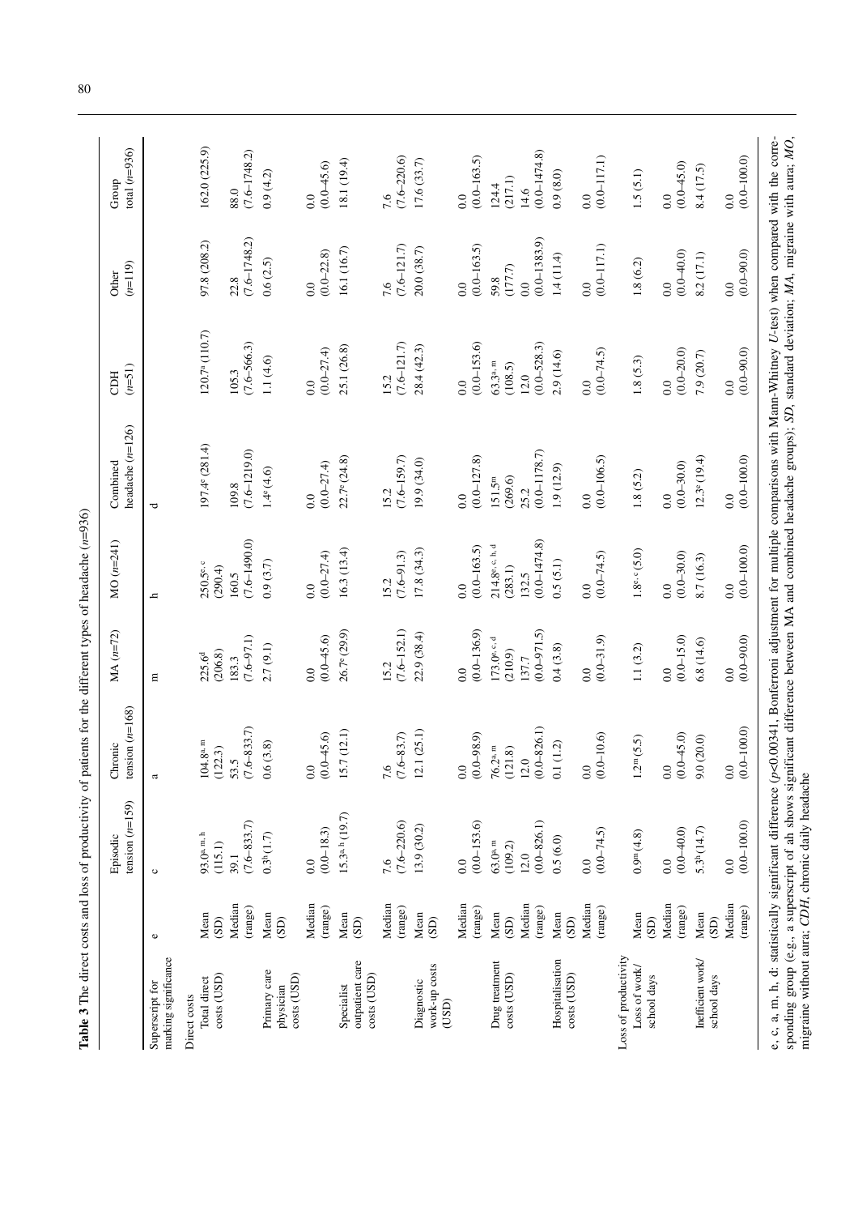**Table 3** The direct costs and loss of productivity of patients for the different types of headache (*n*=936)

| | | Episodic tension (*n*=159) | Chronic tension (*n*=168) | MA (*n*=72) | MO (*n*=241) | Combined headache (*n*=126) | CDH (*n*=51) | Other (*n*=119) | Group total (*n*=936) |
|---|---|---|---|---|---|---|---|---|---|
| Superscript for marking significance | e | c | a | m | h | d | | | |
| Direct costs | | | | | | | | | |
| Total direct costs (USD) | Mean (SD) | 93.0[a, m, h] (115.1) | 104.8[e, m] (122.3) | 225.6[d] (206.8) | 250.5[e, c] (290.4) | 197.4[c] (281.4) | 120.7[a] (110.7) | 97.8 (208.2) | 162.0 (225.9) |
| | Median (range) | 39.1 (7.6–833.7) | 53.5 (7.6–833.7) | 183.3 (7.6–971.1) | 160.5 (7.6–1490.0) | 109.8 (7.6–1219.0) | 105.3 (7.6–566.3) | 22.8 (7.6–1748.2) | 88.0 (7.6–1748.2) |
| Primary care physician costs (USD) | Mean (SD) | 0.3[h] (1.7) | 0.6 (3.8) | 2.7 (9.1) | 0.9 (3.7) | 1.4[e] (4.6) | 1.1 (4.6) | 0.6 (2.5) | 0.9 (4.2) |
| | Median (range) | 0.0 (0.0–18.3) | 0.0 (0.0–45.6) | 0.0 (0.0–45.6) | 0.0 (0.0–27.4) | 0.0 (0.0–27.4) | 0.0 (0.0–27.4) | 0.0 (0.0–22.8) | 0.0 (0.0–45.6) |
| Specialist outpatient care costs (USD) | Mean (SD) | 15.3[a, h] (19.7) | 15.7 (12.1) | 26.7[c] (29.9) | 16.3 (13.4) | 22.7[c] (24.8) | 25.1 (26.8) | 16.1 (16.7) | 18.1 (19.4) |
| | Median (range) | 7.6 (7.6–220.6) | 7.6 (7.6–83.7) | 15.2 (7.6–152.1) | 15.2 (7.6–91.3) | 15.2 (7.6–159.7) | 15.2 (7.6–121.7) | 7.6 (7.6–121.7) | 7.6 (7.6–220.6) |
| Diagnostic work-up costs (USD) | Mean (SD) | 13.9 (30.2) | 12.1 (25.1) | 22.9 (38.4) | 17.8 (34.3) | 19.9 (34.0) | 28.4 (42.3) | 20.0 (38.7) | 17.6 (33.7) |
| | Median (range) | 0.0 (0.0–153.6) | 0.0 (0.0–98.9) | 0.0 (0.0–136.9) | 0.0 (0.0–163.5) | 0.0 (0.0–127.8) | 0.0 (0.0–153.6) | 0.0 (0.0–163.5) | 0.0 (0.0–163.5) |
| Drug treatment costs (USD) | Mean (SD) | 63.0[h, m] (109.2) | 76.2[a, m] (121.8) | 173.0[e, c, d] (210.9) | 214.8[e, c, h, d] (283.1) | 151.5[m] (269.6) | 63.3[a, m] (108.5) | 59.8 (177.7) | 124.4 (217.1) |
| | Median (range) | 12.0 (0.0–826.1) | 12.0 (0.0–826.1) | 137.7 (0.0–971.5) | 132.5 (0.0–1474.8) | 25.2 (0.0–1178.7) | 12.0 (0.0–528.3) | 0.0 (0.0–1383.9) | 14.6 (0.0–1474.8) |
| Hospitalisation costs (USD) | Mean (SD) | 0.5 (6.0) | 0.1 (1.2) | 0.4 (3.8) | 0.5 (5.1) | 1.9 (12.9) | 2.9 (14.6) | 1.4 (11.4) | 0.9 (8.0) |
| | Median (range) | 0.0 (0.0–74.5) | 0.0 (0.0–10.6) | 0.0 (0.0–31.9) | 0.0 (0.0–74.5) | 0.0 (0.0–106.5) | 0.0 (0.0–74.5) | 0.0 (0.0–117.1) | 0.0 (0.0–117.1) |
| Loss of productivity | | | | | | | | | |
| Loss of work/school days | Mean (SD) | 0.9[m] (4.8) | 1.2[m] (5.5) | 1.1 (3.2) | 1.8[e, c] (5.0) | 1.8 (5.2) | 1.8 (5.3) | 1.8 (6.2) | 1.5 (5.1) |
| | Median (range) | 0.0 (0.0–40.0) | 0.0 (0.0–45.0) | 0.0 (0.0–15.0) | 0.0 (0.0–30.0) | 0.0 (0.0–30.0) | 0.0 (0.0–20.0) | 0.0 (0.0–40.0) | 0.0 (0.0–45.0) |
| Inefficient work/school days | Mean (SD) | 5.3[h] (14.7) | 9.0 (20.0) | 6.8 (14.6) | 8.7 (16.3) | 12.3[e] (19.4) | 7.9 (20.7) | 8.2 (17.1) | 8.4 (17.5) |
| | Median (range) | 0.0 (0.0–100.0) | 0.0 (0.0–100.0) | 0.0 (0.0–90.0) | 0.0 (0.0–100.0) | 0.0 (0.0–100.0) | 0.0 (0.0–90.0) | 0.0 (0.0–90.0) | 0.0 (0.0–100.0) |

e, c, a, m, h, d: statistically significant difference ($p$<0.00341, Bonferroni adjustment for multiple comparisons with Mann-Whitney *U*-test) when compared with the corresponding group (e.g., a superscript of ah shows significant difference between MA and combined headache groups); *SD*, standard deviation; *MA*, migraine with aura; *MO*, migraine without aura; *CDH*, chronic daily headache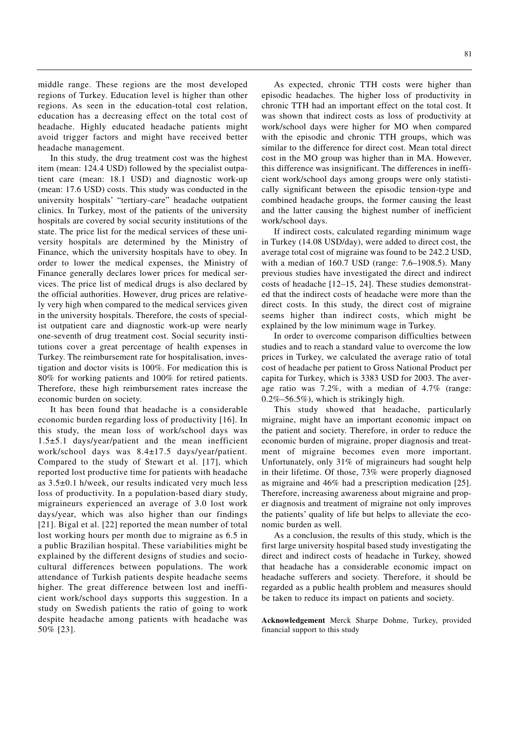middle range. These regions are the most developed regions of Turkey. Education level is higher than other regions. As seen in the education-total cost relation, education has a decreasing effect on the total cost of headache. Highly educated headache patients might avoid trigger factors and might have received better headache management.

In this study, the drug treatment cost was the highest item (mean: 124.4 USD) followed by the specialist outpatient care (mean: 18.1 USD) and diagnostic work-up (mean: 17.6 USD) costs. This study was conducted in the university hospitals' "tertiary-care" headache outpatient clinics. In Turkey, most of the patients of the university hospitals are covered by social security institutions of the state. The price list for the medical services of these university hospitals are determined by the Ministry of Finance, which the university hospitals have to obey. In order to lower the medical expenses, the Ministry of Finance generally declares lower prices for medical services. The price list of medical drugs is also declared by the official authorities. However, drug prices are relatively very high when compared to the medical services given in the university hospitals. Therefore, the costs of specialist outpatient care and diagnostic work-up were nearly one-seventh of drug treatment cost. Social security institutions cover a great percentage of health expenses in Turkey. The reimbursement rate for hospitalisation, investigation and doctor visits is 100%. For medication this is 80% for working patients and 100% for retired patients. Therefore, these high reimbursement rates increase the economic burden on society.

It has been found that headache is a considerable economic burden regarding loss of productivity [16]. In this study, the mean loss of work/school days was 1.5±5.1 days/year/patient and the mean inefficient work/school days was 8.4±17.5 days/year/patient. Compared to the study of Stewart et al. [17], which reported lost productive time for patients with headache as 3.5±0.1 h/week, our results indicated very much less loss of productivity. In a population-based diary study, migraineurs experienced an average of 3.0 lost work days/year, which was also higher than our findings [21]. Bigal et al. [22] reported the mean number of total lost working hours per month due to migraine as 6.5 in a public Brazilian hospital. These variabilities might be explained by the different designs of studies and sociocultural differences between populations. The work attendance of Turkish patients despite headache seems higher. The great difference between lost and inefficient work/school days supports this suggestion. In a study on Swedish patients the ratio of going to work despite headache among patients with headache was 50% [23].

As expected, chronic TTH costs were higher than episodic headaches. The higher loss of productivity in chronic TTH had an important effect on the total cost. It was shown that indirect costs as loss of productivity at work/school days were higher for MO when compared with the episodic and chronic TTH groups, which was similar to the difference for direct cost. Mean total direct cost in the MO group was higher than in MA. However, this difference was insignificant. The differences in inefficient work/school days among groups were only statistically significant between the episodic tension-type and combined headache groups, the former causing the least and the latter causing the highest number of inefficient work/school days.

If indirect costs, calculated regarding minimum wage in Turkey (14.08 USD/day), were added to direct cost, the average total cost of migraine was found to be 242.2 USD, with a median of 160.7 USD (range: 7.6–1908.5). Many previous studies have investigated the direct and indirect costs of headache [12–15, 24]. These studies demonstrated that the indirect costs of headache were more than the direct costs. In this study, the direct cost of migraine seems higher than indirect costs, which might be explained by the low minimum wage in Turkey.

In order to overcome comparison difficulties between studies and to reach a standard value to overcome the low prices in Turkey, we calculated the average ratio of total cost of headache per patient to Gross National Product per capita for Turkey, which is 3383 USD for 2003. The average ratio was 7.2%, with a median of 4.7% (range: 0.2%–56.5%), which is strikingly high.

This study showed that headache, particularly migraine, might have an important economic impact on the patient and society. Therefore, in order to reduce the economic burden of migraine, proper diagnosis and treatment of migraine becomes even more important. Unfortunately, only 31% of migraineurs had sought help in their lifetime. Of those, 73% were properly diagnosed as migraine and 46% had a prescription medication [25]. Therefore, increasing awareness about migraine and proper diagnosis and treatment of migraine not only improves the patients' quality of life but helps to alleviate the economic burden as well.

As a conclusion, the results of this study, which is the first large university hospital based study investigating the direct and indirect costs of headache in Turkey, showed that headache has a considerable economic impact on headache sufferers and society. Therefore, it should be regarded as a public health problem and measures should be taken to reduce its impact on patients and society.

**Acknowledgement** Merck Sharpe Dohme, Turkey, provided financial support to this study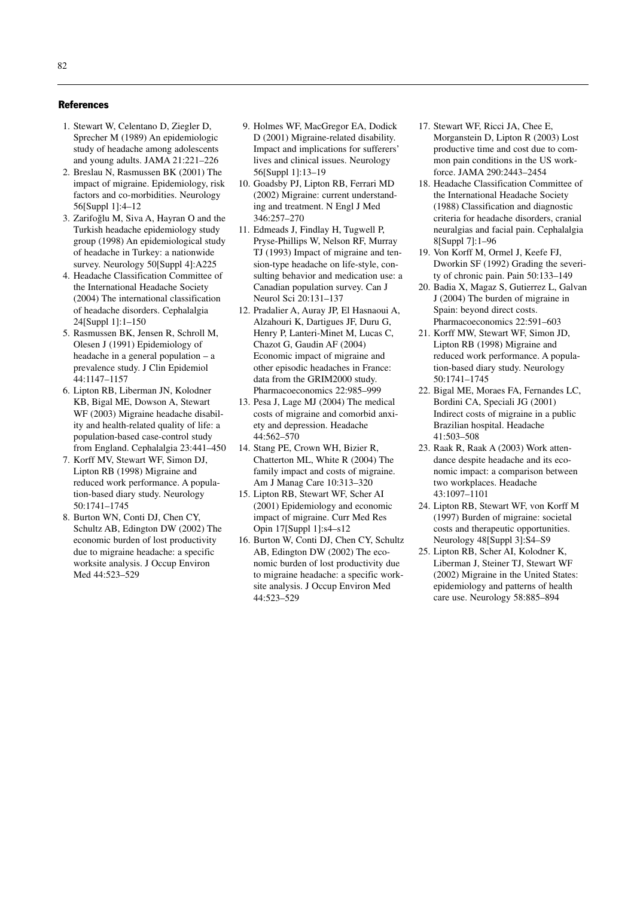## References

1. Stewart W, Celentano D, Ziegler D, Sprecher M (1989) An epidemiologic study of headache among adolescents and young adults. JAMA 21:221–226
2. Breslau N, Rasmussen BK (2001) The impact of migraine. Epidemiology, risk factors and co-morbidities. Neurology 56[Suppl 1]:4–12
3. Zarifoğlu M, Siva A, Hayran O and the Turkish headache epidemiology study group (1998) An epidemiological study of headache in Turkey: a nationwide survey. Neurology 50[Suppl 4]:A225
4. Headache Classification Committee of the International Headache Society (2004) The international classification of headache disorders. Cephalalgia 24[Suppl 1]:1–150
5. Rasmussen BK, Jensen R, Schroll M, Olesen J (1991) Epidemiology of headache in a general population – a prevalence study. J Clin Epidemiol 44:1147–1157
6. Lipton RB, Liberman JN, Kolodner KB, Bigal ME, Dowson A, Stewart WF (2003) Migraine headache disability and health-related quality of life: a population-based case-control study from England. Cephalalgia 23:441–450
7. Korff MV, Stewart WF, Simon DJ, Lipton RB (1998) Migraine and reduced work performance. A population-based diary study. Neurology 50:1741–1745
8. Burton WN, Conti DJ, Chen CY, Schultz AB, Edington DW (2002) The economic burden of lost productivity due to migraine headache: a specific worksite analysis. J Occup Environ Med 44:523–529
9. Holmes WF, MacGregor EA, Dodick D (2001) Migraine-related disability. Impact and implications for sufferers' lives and clinical issues. Neurology 56[Suppl 1]:13–19
10. Goadsby PJ, Lipton RB, Ferrari MD (2002) Migraine: current understanding and treatment. N Engl J Med 346:257–270
11. Edmeads J, Findlay H, Tugwell P, Pryse-Phillips W, Nelson RF, Murray TJ (1993) Impact of migraine and tension-type headache on life-style, consulting behavior and medication use: a Canadian population survey. Can J Neurol Sci 20:131–137
12. Pradalier A, Auray JP, El Hasnaoui A, Alzahouri K, Dartigues JF, Duru G, Henry P, Lanteri-Minet M, Lucas C, Chazot G, Gaudin AF (2004) Economic impact of migraine and other episodic headaches in France: data from the GRIM2000 study. Pharmacoeconomics 22:985–999
13. Pesa J, Lage MJ (2004) The medical costs of migraine and comorbid anxiety and depression. Headache 44:562–570
14. Stang PE, Crown WH, Bizier R, Chatterton ML, White R (2004) The family impact and costs of migraine. Am J Manag Care 10:313–320
15. Lipton RB, Stewart WF, Scher AI (2001) Epidemiology and economic impact of migraine. Curr Med Res Opin 17[Suppl 1]:s4–s12
16. Burton W, Conti DJ, Chen CY, Schultz AB, Edington DW (2002) The economic burden of lost productivity due to migraine headache: a specific worksite analysis. J Occup Environ Med 44:523–529
17. Stewart WF, Ricci JA, Chee E, Morganstein D, Lipton R (2003) Lost productive time and cost due to common pain conditions in the US workforce. JAMA 290:2443–2454
18. Headache Classification Committee of the International Headache Society (1988) Classification and diagnostic criteria for headache disorders, cranial neuralgias and facial pain. Cephalalgia 8[Suppl 7]:1–96
19. Von Korff M, Ormel J, Keefe FJ, Dworkin SF (1992) Grading the severity of chronic pain. Pain 50:133–149
20. Badia X, Magaz S, Gutierrez L, Galvan J (2004) The burden of migraine in Spain: beyond direct costs. Pharmacoeconomics 22:591–603
21. Korff MW, Stewart WF, Simon JD, Lipton RB (1998) Migraine and reduced work performance. A population-based diary study. Neurology 50:1741–1745
22. Bigal ME, Moraes FA, Fernandes LC, Bordini CA, Speciali JG (2001) Indirect costs of migraine in a public Brazilian hospital. Headache 41:503–508
23. Raak R, Raak A (2003) Work attendance despite headache and its economic impact: a comparison between two workplaces. Headache 43:1097–1101
24. Lipton RB, Stewart WF, von Korff M (1997) Burden of migraine: societal costs and therapeutic opportunities. Neurology 48[Suppl 3]:S4–S9
25. Lipton RB, Scher AI, Kolodner K, Liberman J, Steiner TJ, Stewart WF (2002) Migraine in the United States: epidemiology and patterns of health care use. Neurology 58:885–894